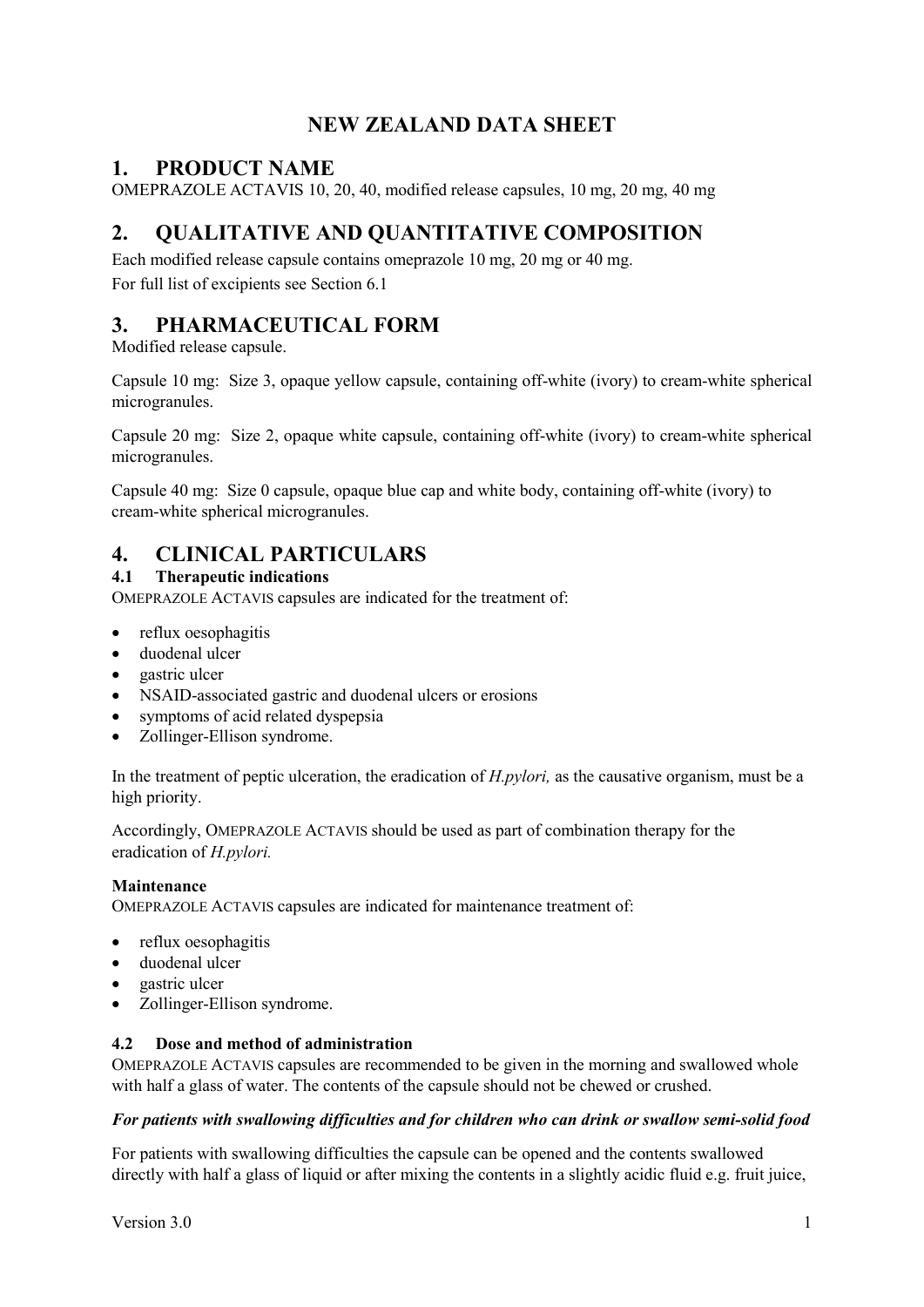# NEW ZEALAND DATA SHEET

## 1. PRODUCT NAME

OMEPRAZOLE ACTAVIS 10, 20, 40, modified release capsules, 10 mg, 20 mg, 40 mg

## 2. QUALITATIVE AND QUANTITATIVE COMPOSITION

Each modified release capsule contains omeprazole 10 mg, 20 mg or 40 mg.

For full list of excipients see Section 6.1

## 3. PHARMACEUTICAL FORM

Modified release capsule.

Capsule 10 mg: Size 3, opaque yellow capsule, containing off-white (ivory) to cream-white spherical microgranules.

Capsule 20 mg: Size 2, opaque white capsule, containing off-white (ivory) to cream-white spherical microgranules.

Capsule 40 mg: Size 0 capsule, opaque blue cap and white body, containing off-white (ivory) to cream-white spherical microgranules.

## 4. CLINICAL PARTICULARS

### 4.1 Therapeutic indications

OMEPRAZOLE ACTAVIS capsules are indicated for the treatment of:

- reflux oesophagitis
- duodenal ulcer
- gastric ulcer
- NSAID-associated gastric and duodenal ulcers or erosions
- symptoms of acid related dyspepsia
- Zollinger-Ellison syndrome.

In the treatment of peptic ulceration, the eradication of *H.pylori,* as the causative organism, must be a high priority.

Accordingly, OMEPRAZOLE ACTAVIS should be used as part of combination therapy for the eradication of *H.pylori.*

**Maintenance**

OMEPRAZOLE ACTAVIS capsules are indicated for maintenance treatment of:

- reflux oesophagitis
- duodenal ulcer
- gastric ulcer
- Zollinger-Ellison syndrome.

### 4.2 Dose and method of administration

OMEPRAZOLE ACTAVIS capsules are recommended to be given in the morning and swallowed whole with half a glass of water. The contents of the capsule should not be chewed or crushed.

***For patients with swallowing difficulties and for children who can drink or swallow semi-solid food***

For patients with swallowing difficulties the capsule can be opened and the contents swallowed directly with half a glass of liquid or after mixing the contents in a slightly acidic fluid e.g. fruit juice,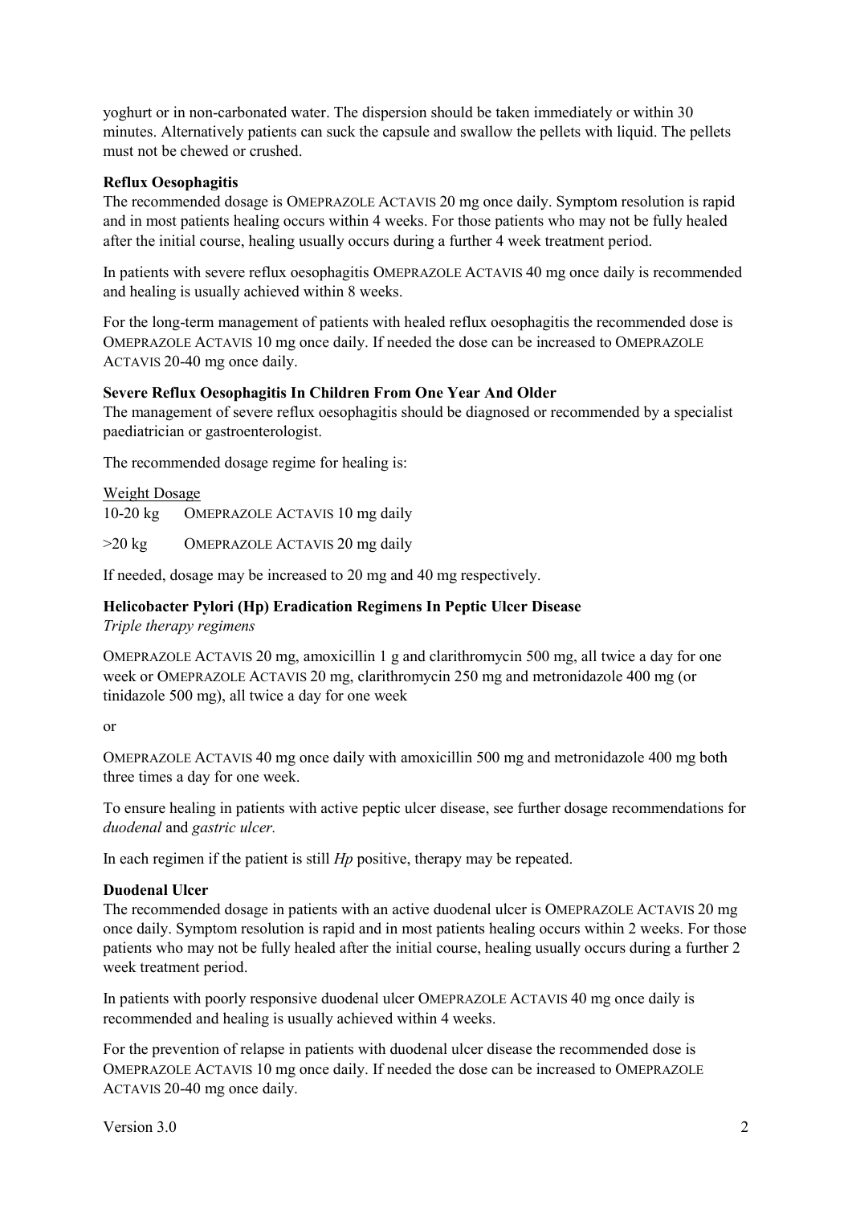yoghurt or in non-carbonated water. The dispersion should be taken immediately or within 30 minutes. Alternatively patients can suck the capsule and swallow the pellets with liquid. The pellets must not be chewed or crushed.

**Reflux Oesophagitis**

The recommended dosage is OMEPRAZOLE ACTAVIS 20 mg once daily. Symptom resolution is rapid and in most patients healing occurs within 4 weeks. For those patients who may not be fully healed after the initial course, healing usually occurs during a further 4 week treatment period.

In patients with severe reflux oesophagitis OMEPRAZOLE ACTAVIS 40 mg once daily is recommended and healing is usually achieved within 8 weeks.

For the long-term management of patients with healed reflux oesophagitis the recommended dose is OMEPRAZOLE ACTAVIS 10 mg once daily. If needed the dose can be increased to OMEPRAZOLE ACTAVIS 20-40 mg once daily.

**Severe Reflux Oesophagitis In Children From One Year And Older**

The management of severe reflux oesophagitis should be diagnosed or recommended by a specialist paediatrician or gastroenterologist.

The recommended dosage regime for healing is:

| Weight | Dosage |
|---|---|
| 10-20 kg | OMEPRAZOLE ACTAVIS 10 mg daily |
| >20 kg | OMEPRAZOLE ACTAVIS 20 mg daily |

If needed, dosage may be increased to 20 mg and 40 mg respectively.

**Helicobacter Pylori (Hp) Eradication Regimens In Peptic Ulcer Disease**

*Triple therapy regimens*

OMEPRAZOLE ACTAVIS 20 mg, amoxicillin 1 g and clarithromycin 500 mg, all twice a day for one week or OMEPRAZOLE ACTAVIS 20 mg, clarithromycin 250 mg and metronidazole 400 mg (or tinidazole 500 mg), all twice a day for one week

or

OMEPRAZOLE ACTAVIS 40 mg once daily with amoxicillin 500 mg and metronidazole 400 mg both three times a day for one week.

To ensure healing in patients with active peptic ulcer disease, see further dosage recommendations for *duodenal* and *gastric ulcer.*

In each regimen if the patient is still *Hp* positive, therapy may be repeated.

**Duodenal Ulcer**

The recommended dosage in patients with an active duodenal ulcer is OMEPRAZOLE ACTAVIS 20 mg once daily. Symptom resolution is rapid and in most patients healing occurs within 2 weeks. For those patients who may not be fully healed after the initial course, healing usually occurs during a further 2 week treatment period.

In patients with poorly responsive duodenal ulcer OMEPRAZOLE ACTAVIS 40 mg once daily is recommended and healing is usually achieved within 4 weeks.

For the prevention of relapse in patients with duodenal ulcer disease the recommended dose is OMEPRAZOLE ACTAVIS 10 mg once daily. If needed the dose can be increased to OMEPRAZOLE ACTAVIS 20-40 mg once daily.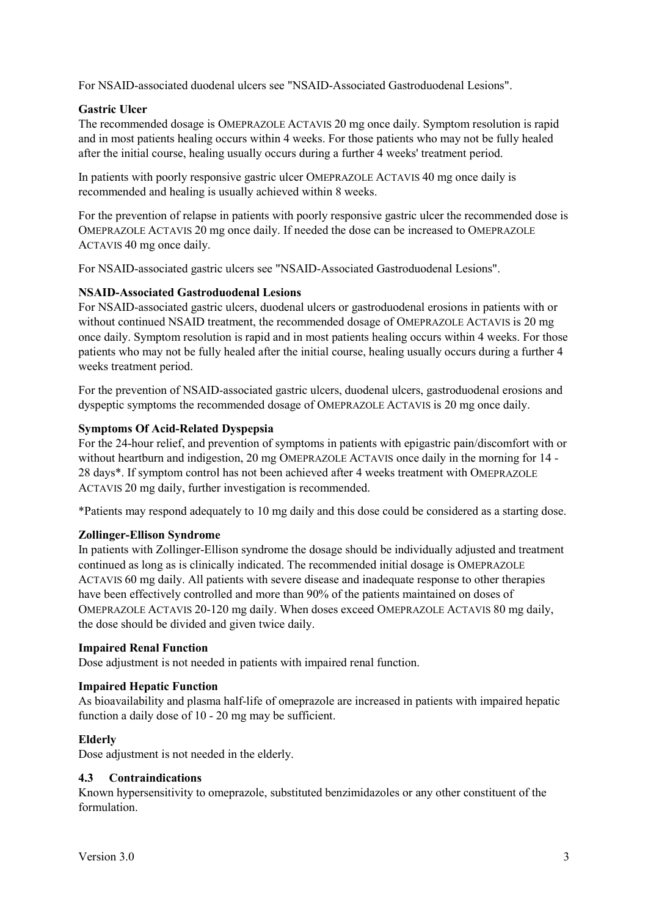For NSAID-associated duodenal ulcers see "NSAID-Associated Gastroduodenal Lesions".

**Gastric Ulcer**

The recommended dosage is OMEPRAZOLE ACTAVIS 20 mg once daily. Symptom resolution is rapid and in most patients healing occurs within 4 weeks. For those patients who may not be fully healed after the initial course, healing usually occurs during a further 4 weeks' treatment period.

In patients with poorly responsive gastric ulcer OMEPRAZOLE ACTAVIS 40 mg once daily is recommended and healing is usually achieved within 8 weeks.

For the prevention of relapse in patients with poorly responsive gastric ulcer the recommended dose is OMEPRAZOLE ACTAVIS 20 mg once daily. If needed the dose can be increased to OMEPRAZOLE ACTAVIS 40 mg once daily.

For NSAID-associated gastric ulcers see "NSAID-Associated Gastroduodenal Lesions".

**NSAID-Associated Gastroduodenal Lesions**

For NSAID-associated gastric ulcers, duodenal ulcers or gastroduodenal erosions in patients with or without continued NSAID treatment, the recommended dosage of OMEPRAZOLE ACTAVIS is 20 mg once daily. Symptom resolution is rapid and in most patients healing occurs within 4 weeks. For those patients who may not be fully healed after the initial course, healing usually occurs during a further 4 weeks treatment period.

For the prevention of NSAID-associated gastric ulcers, duodenal ulcers, gastroduodenal erosions and dyspeptic symptoms the recommended dosage of OMEPRAZOLE ACTAVIS is 20 mg once daily.

**Symptoms Of Acid-Related Dyspepsia**

For the 24-hour relief, and prevention of symptoms in patients with epigastric pain/discomfort with or without heartburn and indigestion, 20 mg OMEPRAZOLE ACTAVIS once daily in the morning for 14 - 28 days*. If symptom control has not been achieved after 4 weeks treatment with OMEPRAZOLE ACTAVIS 20 mg daily, further investigation is recommended.

*Patients may respond adequately to 10 mg daily and this dose could be considered as a starting dose.

**Zollinger-Ellison Syndrome**

In patients with Zollinger-Ellison syndrome the dosage should be individually adjusted and treatment continued as long as is clinically indicated. The recommended initial dosage is OMEPRAZOLE ACTAVIS 60 mg daily. All patients with severe disease and inadequate response to other therapies have been effectively controlled and more than 90% of the patients maintained on doses of OMEPRAZOLE ACTAVIS 20-120 mg daily. When doses exceed OMEPRAZOLE ACTAVIS 80 mg daily, the dose should be divided and given twice daily.

**Impaired Renal Function**

Dose adjustment is not needed in patients with impaired renal function.

**Impaired Hepatic Function**

As bioavailability and plasma half-life of omeprazole are increased in patients with impaired hepatic function a daily dose of 10 - 20 mg may be sufficient.

**Elderly**

Dose adjustment is not needed in the elderly.

### 4.3 Contraindications

Known hypersensitivity to omeprazole, substituted benzimidazoles or any other constituent of the formulation.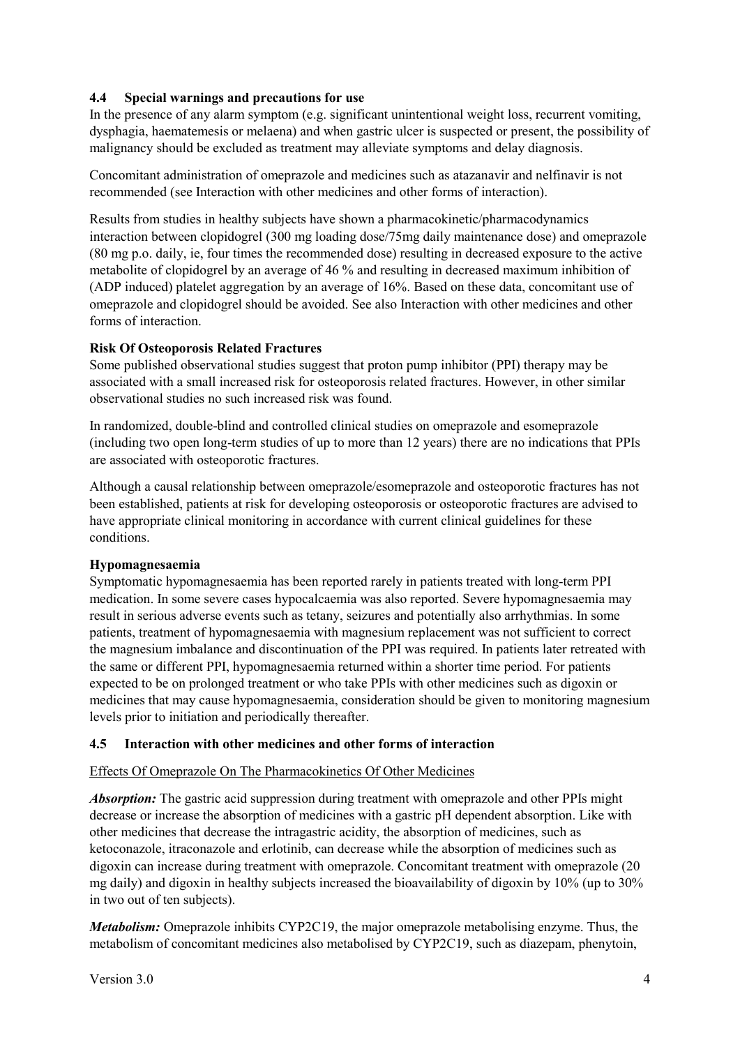## 4.4 Special warnings and precautions for use

In the presence of any alarm symptom (e.g. significant unintentional weight loss, recurrent vomiting, dysphagia, haematemesis or melaena) and when gastric ulcer is suspected or present, the possibility of malignancy should be excluded as treatment may alleviate symptoms and delay diagnosis.

Concomitant administration of omeprazole and medicines such as atazanavir and nelfinavir is not recommended (see Interaction with other medicines and other forms of interaction).

Results from studies in healthy subjects have shown a pharmacokinetic/pharmacodynamics interaction between clopidogrel (300 mg loading dose/75mg daily maintenance dose) and omeprazole (80 mg p.o. daily, ie, four times the recommended dose) resulting in decreased exposure to the active metabolite of clopidogrel by an average of 46 % and resulting in decreased maximum inhibition of (ADP induced) platelet aggregation by an average of 16%. Based on these data, concomitant use of omeprazole and clopidogrel should be avoided. See also Interaction with other medicines and other forms of interaction.

**Risk Of Osteoporosis Related Fractures**

Some published observational studies suggest that proton pump inhibitor (PPI) therapy may be associated with a small increased risk for osteoporosis related fractures. However, in other similar observational studies no such increased risk was found.

In randomized, double-blind and controlled clinical studies on omeprazole and esomeprazole (including two open long-term studies of up to more than 12 years) there are no indications that PPIs are associated with osteoporotic fractures.

Although a causal relationship between omeprazole/esomeprazole and osteoporotic fractures has not been established, patients at risk for developing osteoporosis or osteoporotic fractures are advised to have appropriate clinical monitoring in accordance with current clinical guidelines for these conditions.

**Hypomagnesaemia**

Symptomatic hypomagnesaemia has been reported rarely in patients treated with long-term PPI medication. In some severe cases hypocalcaemia was also reported. Severe hypomagnesaemia may result in serious adverse events such as tetany, seizures and potentially also arrhythmias. In some patients, treatment of hypomagnesaemia with magnesium replacement was not sufficient to correct the magnesium imbalance and discontinuation of the PPI was required. In patients later retreated with the same or different PPI, hypomagnesaemia returned within a shorter time period. For patients expected to be on prolonged treatment or who take PPIs with other medicines such as digoxin or medicines that may cause hypomagnesaemia, consideration should be given to monitoring magnesium levels prior to initiation and periodically thereafter.

## 4.5 Interaction with other medicines and other forms of interaction

Effects Of Omeprazole On The Pharmacokinetics Of Other Medicines

***Absorption:*** The gastric acid suppression during treatment with omeprazole and other PPIs might decrease or increase the absorption of medicines with a gastric pH dependent absorption. Like with other medicines that decrease the intragastric acidity, the absorption of medicines, such as ketoconazole, itraconazole and erlotinib, can decrease while the absorption of medicines such as digoxin can increase during treatment with omeprazole. Concomitant treatment with omeprazole (20 mg daily) and digoxin in healthy subjects increased the bioavailability of digoxin by 10% (up to 30% in two out of ten subjects).

***Metabolism:*** Omeprazole inhibits CYP2C19, the major omeprazole metabolising enzyme. Thus, the metabolism of concomitant medicines also metabolised by CYP2C19, such as diazepam, phenytoin,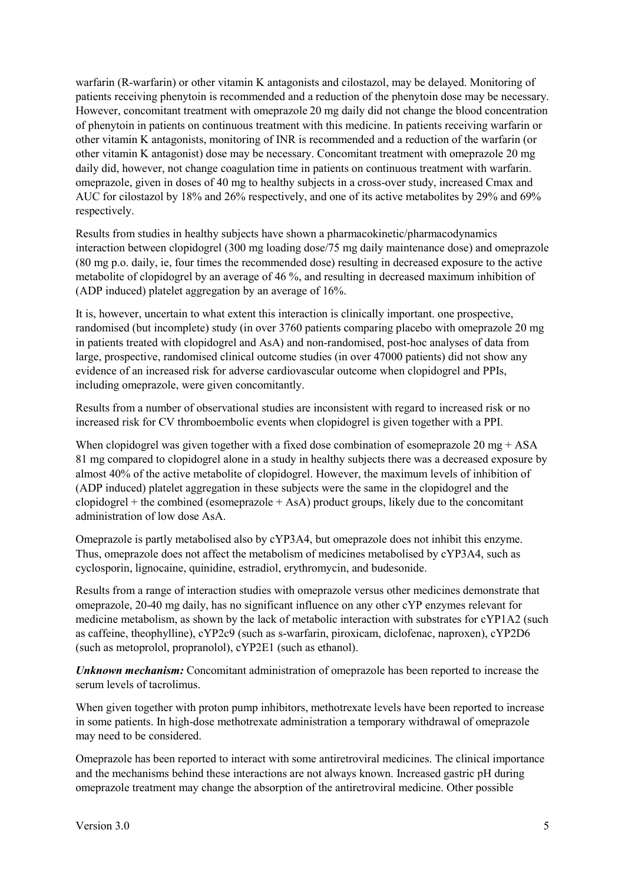warfarin (R-warfarin) or other vitamin K antagonists and cilostazol, may be delayed. Monitoring of patients receiving phenytoin is recommended and a reduction of the phenytoin dose may be necessary. However, concomitant treatment with omeprazole 20 mg daily did not change the blood concentration of phenytoin in patients on continuous treatment with this medicine. In patients receiving warfarin or other vitamin K antagonists, monitoring of INR is recommended and a reduction of the warfarin (or other vitamin K antagonist) dose may be necessary. Concomitant treatment with omeprazole 20 mg daily did, however, not change coagulation time in patients on continuous treatment with warfarin. omeprazole, given in doses of 40 mg to healthy subjects in a cross-over study, increased Cmax and AUC for cilostazol by 18% and 26% respectively, and one of its active metabolites by 29% and 69% respectively.

Results from studies in healthy subjects have shown a pharmacokinetic/pharmacodynamics interaction between clopidogrel (300 mg loading dose/75 mg daily maintenance dose) and omeprazole (80 mg p.o. daily, ie, four times the recommended dose) resulting in decreased exposure to the active metabolite of clopidogrel by an average of 46 %, and resulting in decreased maximum inhibition of (ADP induced) platelet aggregation by an average of 16%.

It is, however, uncertain to what extent this interaction is clinically important. one prospective, randomised (but incomplete) study (in over 3760 patients comparing placebo with omeprazole 20 mg in patients treated with clopidogrel and AsA) and non-randomised, post-hoc analyses of data from large, prospective, randomised clinical outcome studies (in over 47000 patients) did not show any evidence of an increased risk for adverse cardiovascular outcome when clopidogrel and PPIs, including omeprazole, were given concomitantly.

Results from a number of observational studies are inconsistent with regard to increased risk or no increased risk for CV thromboembolic events when clopidogrel is given together with a PPI.

When clopidogrel was given together with a fixed dose combination of esomeprazole 20 mg + ASA 81 mg compared to clopidogrel alone in a study in healthy subjects there was a decreased exposure by almost 40% of the active metabolite of clopidogrel. However, the maximum levels of inhibition of (ADP induced) platelet aggregation in these subjects were the same in the clopidogrel and the clopidogrel + the combined (esomeprazole + AsA) product groups, likely due to the concomitant administration of low dose AsA.

Omeprazole is partly metabolised also by cYP3A4, but omeprazole does not inhibit this enzyme. Thus, omeprazole does not affect the metabolism of medicines metabolised by cYP3A4, such as cyclosporin, lignocaine, quinidine, estradiol, erythromycin, and budesonide.

Results from a range of interaction studies with omeprazole versus other medicines demonstrate that omeprazole, 20-40 mg daily, has no significant influence on any other cYP enzymes relevant for medicine metabolism, as shown by the lack of metabolic interaction with substrates for cYP1A2 (such as caffeine, theophylline), cYP2c9 (such as s-warfarin, piroxicam, diclofenac, naproxen), cYP2D6 (such as metoprolol, propranolol), cYP2E1 (such as ethanol).

***Unknown mechanism:*** Concomitant administration of omeprazole has been reported to increase the serum levels of tacrolimus.

When given together with proton pump inhibitors, methotrexate levels have been reported to increase in some patients. In high-dose methotrexate administration a temporary withdrawal of omeprazole may need to be considered.

Omeprazole has been reported to interact with some antiretroviral medicines. The clinical importance and the mechanisms behind these interactions are not always known. Increased gastric pH during omeprazole treatment may change the absorption of the antiretroviral medicine. Other possible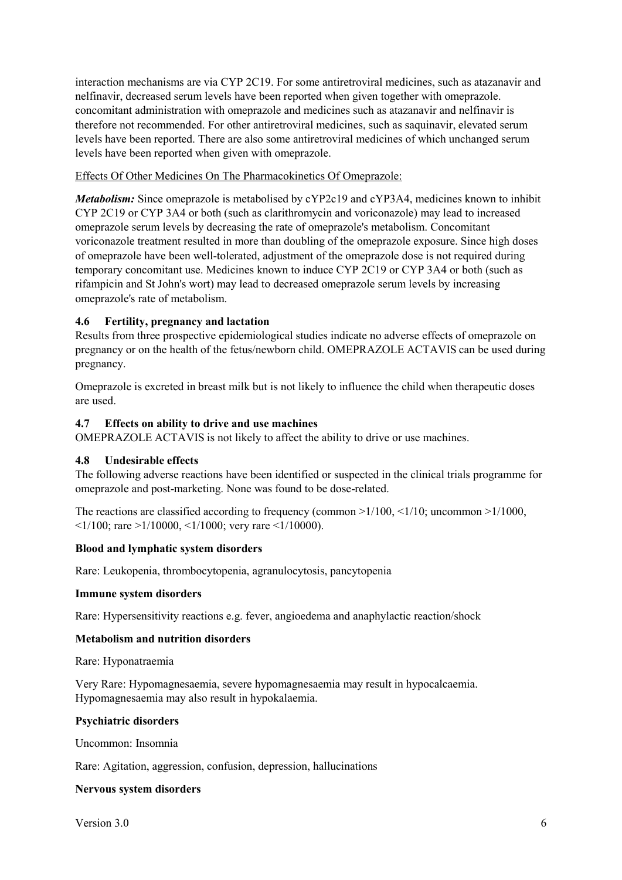interaction mechanisms are via CYP 2C19. For some antiretroviral medicines, such as atazanavir and nelfinavir, decreased serum levels have been reported when given together with omeprazole. concomitant administration with omeprazole and medicines such as atazanavir and nelfinavir is therefore not recommended. For other antiretroviral medicines, such as saquinavir, elevated serum levels have been reported. There are also some antiretroviral medicines of which unchanged serum levels have been reported when given with omeprazole.

Effects Of Other Medicines On The Pharmacokinetics Of Omeprazole:

***Metabolism:*** Since omeprazole is metabolised by cYP2c19 and cYP3A4, medicines known to inhibit CYP 2C19 or CYP 3A4 or both (such as clarithromycin and voriconazole) may lead to increased omeprazole serum levels by decreasing the rate of omeprazole's metabolism. Concomitant voriconazole treatment resulted in more than doubling of the omeprazole exposure. Since high doses of omeprazole have been well-tolerated, adjustment of the omeprazole dose is not required during temporary concomitant use. Medicines known to induce CYP 2C19 or CYP 3A4 or both (such as rifampicin and St John's wort) may lead to decreased omeprazole serum levels by increasing omeprazole's rate of metabolism.

### 4.6 Fertility, pregnancy and lactation

Results from three prospective epidemiological studies indicate no adverse effects of omeprazole on pregnancy or on the health of the fetus/newborn child. OMEPRAZOLE ACTAVIS can be used during pregnancy.

Omeprazole is excreted in breast milk but is not likely to influence the child when therapeutic doses are used.

### 4.7 Effects on ability to drive and use machines

OMEPRAZOLE ACTAVIS is not likely to affect the ability to drive or use machines.

### 4.8 Undesirable effects

The following adverse reactions have been identified or suspected in the clinical trials programme for omeprazole and post-marketing. None was found to be dose-related.

The reactions are classified according to frequency (common >1/100, <1/10; uncommon >1/1000, <1/100; rare >1/10000, <1/1000; very rare <1/10000).

**Blood and lymphatic system disorders**

Rare: Leukopenia, thrombocytopenia, agranulocytosis, pancytopenia

**Immune system disorders**

Rare: Hypersensitivity reactions e.g. fever, angioedema and anaphylactic reaction/shock

**Metabolism and nutrition disorders**

Rare: Hyponatraemia

Very Rare: Hypomagnesaemia, severe hypomagnesaemia may result in hypocalcaemia. Hypomagnesaemia may also result in hypokalaemia.

**Psychiatric disorders**

Uncommon: Insomnia

Rare: Agitation, aggression, confusion, depression, hallucinations

**Nervous system disorders**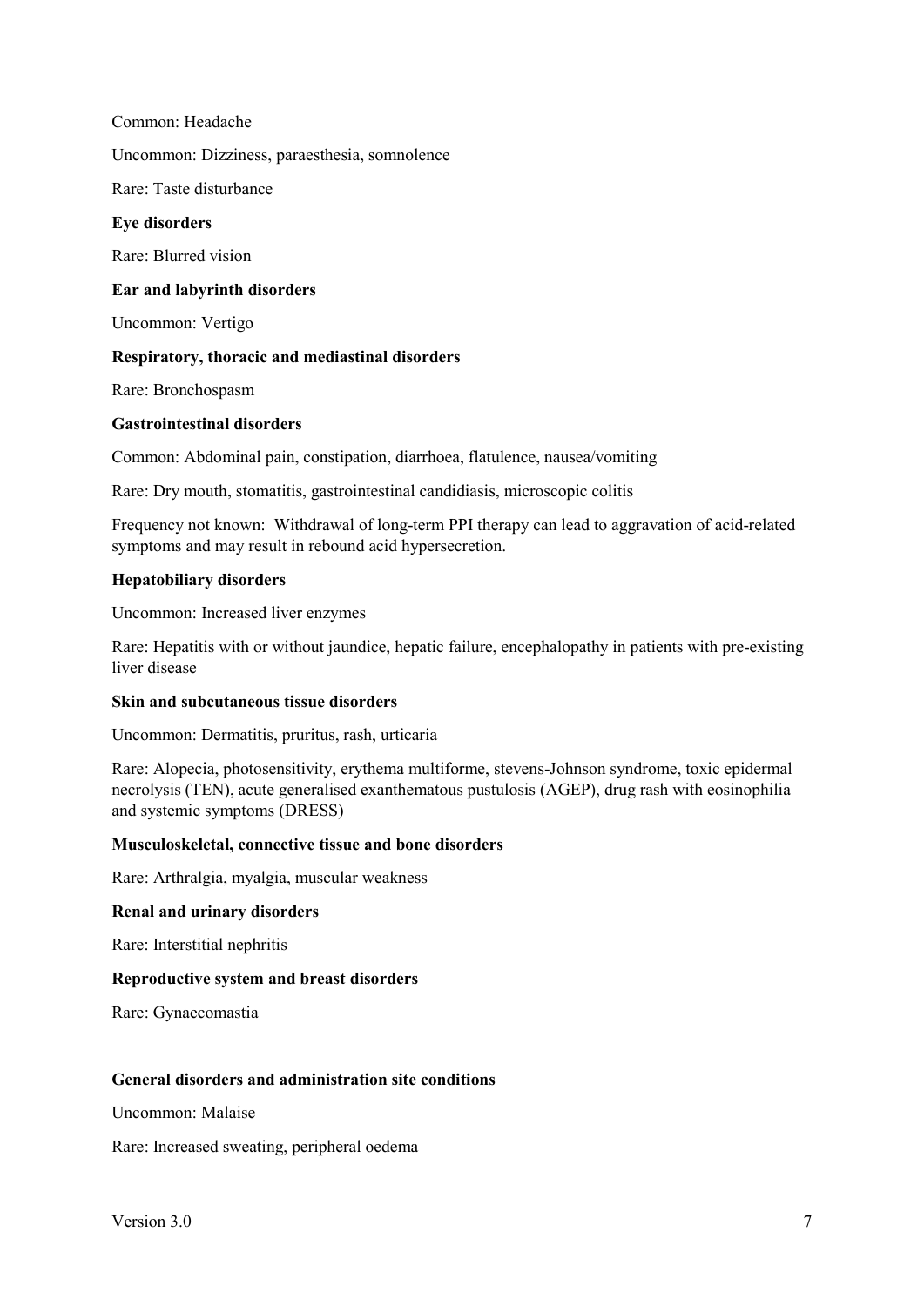Common: Headache

Uncommon: Dizziness, paraesthesia, somnolence

Rare: Taste disturbance

**Eye disorders**

Rare: Blurred vision

**Ear and labyrinth disorders**

Uncommon: Vertigo

**Respiratory, thoracic and mediastinal disorders**

Rare: Bronchospasm

**Gastrointestinal disorders**

Common: Abdominal pain, constipation, diarrhoea, flatulence, nausea/vomiting

Rare: Dry mouth, stomatitis, gastrointestinal candidiasis, microscopic colitis

Frequency not known: Withdrawal of long-term PPI therapy can lead to aggravation of acid-related symptoms and may result in rebound acid hypersecretion.

**Hepatobiliary disorders**

Uncommon: Increased liver enzymes

Rare: Hepatitis with or without jaundice, hepatic failure, encephalopathy in patients with pre-existing liver disease

**Skin and subcutaneous tissue disorders**

Uncommon: Dermatitis, pruritus, rash, urticaria

Rare: Alopecia, photosensitivity, erythema multiforme, stevens-Johnson syndrome, toxic epidermal necrolysis (TEN), acute generalised exanthematous pustulosis (AGEP), drug rash with eosinophilia and systemic symptoms (DRESS)

**Musculoskeletal, connective tissue and bone disorders**

Rare: Arthralgia, myalgia, muscular weakness

**Renal and urinary disorders**

Rare: Interstitial nephritis

**Reproductive system and breast disorders**

Rare: Gynaecomastia

**General disorders and administration site conditions**

Uncommon: Malaise

Rare: Increased sweating, peripheral oedema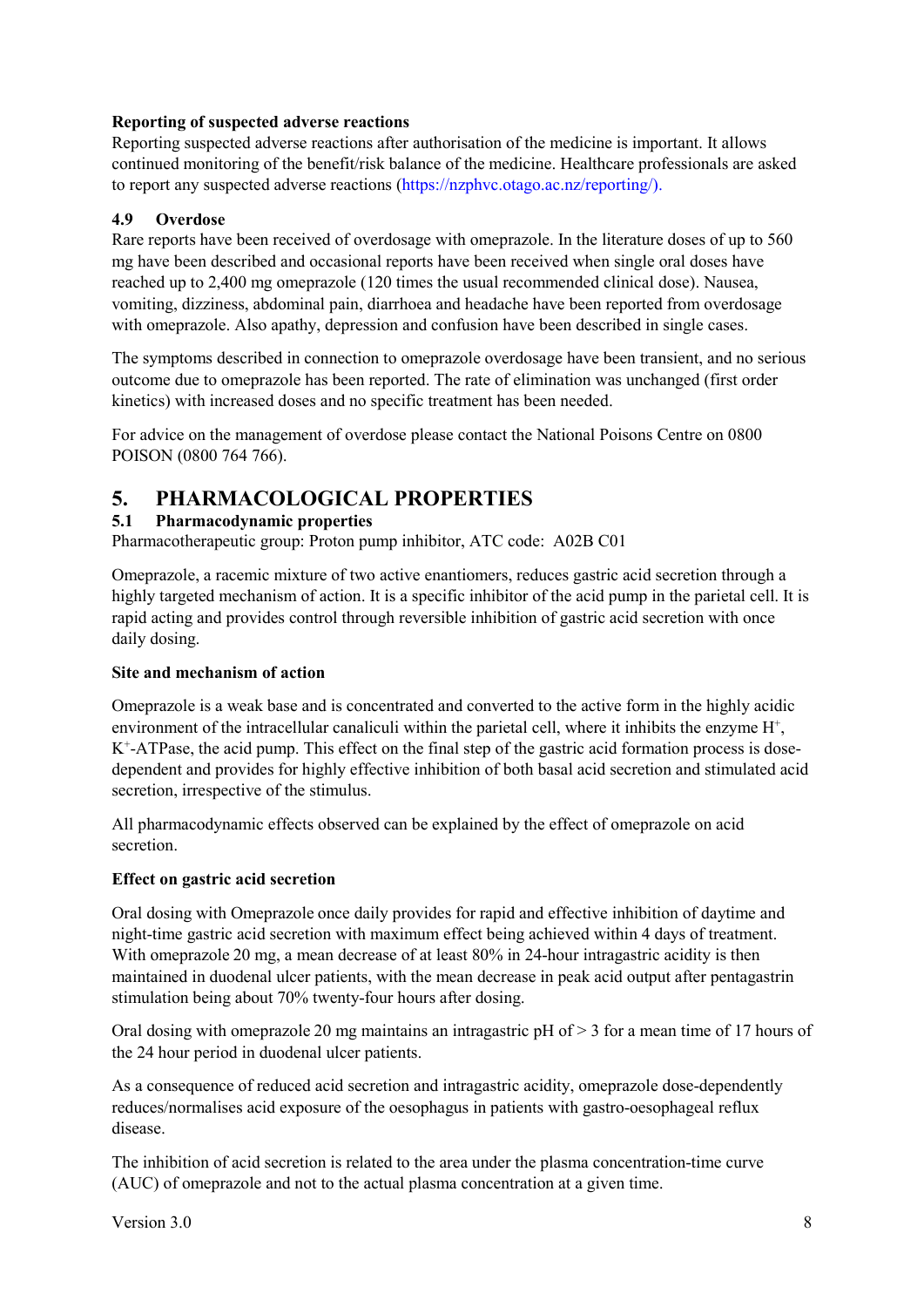**Reporting of suspected adverse reactions**

Reporting suspected adverse reactions after authorisation of the medicine is important. It allows continued monitoring of the benefit/risk balance of the medicine. Healthcare professionals are asked to report any suspected adverse reactions (https://nzphvc.otago.ac.nz/reporting/).

### 4.9 Overdose

Rare reports have been received of overdosage with omeprazole. In the literature doses of up to 560 mg have been described and occasional reports have been received when single oral doses have reached up to 2,400 mg omeprazole (120 times the usual recommended clinical dose). Nausea, vomiting, dizziness, abdominal pain, diarrhoea and headache have been reported from overdosage with omeprazole. Also apathy, depression and confusion have been described in single cases.

The symptoms described in connection to omeprazole overdosage have been transient, and no serious outcome due to omeprazole has been reported. The rate of elimination was unchanged (first order kinetics) with increased doses and no specific treatment has been needed.

For advice on the management of overdose please contact the National Poisons Centre on 0800 POISON (0800 764 766).

## 5. PHARMACOLOGICAL PROPERTIES

### 5.1 Pharmacodynamic properties

Pharmacotherapeutic group: Proton pump inhibitor, ATC code: A02B C01

Omeprazole, a racemic mixture of two active enantiomers, reduces gastric acid secretion through a highly targeted mechanism of action. It is a specific inhibitor of the acid pump in the parietal cell. It is rapid acting and provides control through reversible inhibition of gastric acid secretion with once daily dosing.

**Site and mechanism of action**

Omeprazole is a weak base and is concentrated and converted to the active form in the highly acidic environment of the intracellular canaliculi within the parietal cell, where it inhibits the enzyme $H^+$, $K^+$-ATPase, the acid pump. This effect on the final step of the gastric acid formation process is dose-dependent and provides for highly effective inhibition of both basal acid secretion and stimulated acid secretion, irrespective of the stimulus.

All pharmacodynamic effects observed can be explained by the effect of omeprazole on acid secretion.

**Effect on gastric acid secretion**

Oral dosing with Omeprazole once daily provides for rapid and effective inhibition of daytime and night-time gastric acid secretion with maximum effect being achieved within 4 days of treatment. With omeprazole 20 mg, a mean decrease of at least 80% in 24-hour intragastric acidity is then maintained in duodenal ulcer patients, with the mean decrease in peak acid output after pentagastrin stimulation being about 70% twenty-four hours after dosing.

Oral dosing with omeprazole 20 mg maintains an intragastric pH of > 3 for a mean time of 17 hours of the 24 hour period in duodenal ulcer patients.

As a consequence of reduced acid secretion and intragastric acidity, omeprazole dose-dependently reduces/normalises acid exposure of the oesophagus in patients with gastro-oesophageal reflux disease.

The inhibition of acid secretion is related to the area under the plasma concentration-time curve (AUC) of omeprazole and not to the actual plasma concentration at a given time.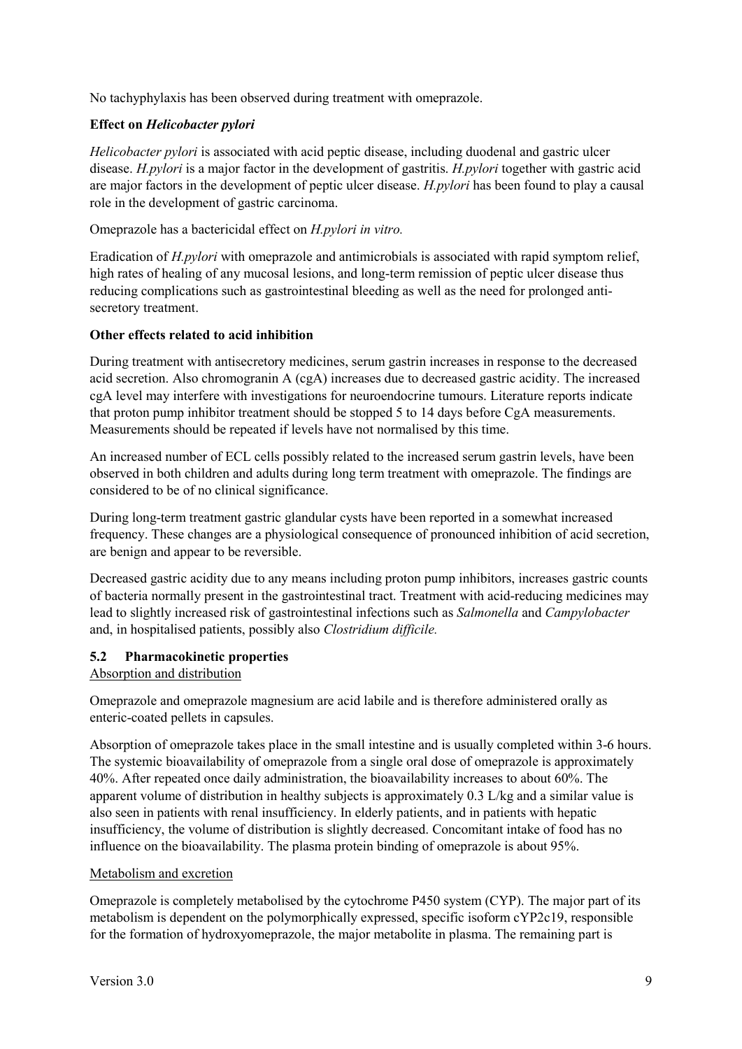No tachyphylaxis has been observed during treatment with omeprazole.

**Effect on *Helicobacter pylori***

*Helicobacter pylori* is associated with acid peptic disease, including duodenal and gastric ulcer disease. *H.pylori* is a major factor in the development of gastritis. *H.pylori* together with gastric acid are major factors in the development of peptic ulcer disease. *H.pylori* has been found to play a causal role in the development of gastric carcinoma.

Omeprazole has a bactericidal effect on *H.pylori in vitro.*

Eradication of *H.pylori* with omeprazole and antimicrobials is associated with rapid symptom relief, high rates of healing of any mucosal lesions, and long-term remission of peptic ulcer disease thus reducing complications such as gastrointestinal bleeding as well as the need for prolonged anti-secretory treatment.

**Other effects related to acid inhibition**

During treatment with antisecretory medicines, serum gastrin increases in response to the decreased acid secretion. Also chromogranin A (cgA) increases due to decreased gastric acidity. The increased cgA level may interfere with investigations for neuroendocrine tumours. Literature reports indicate that proton pump inhibitor treatment should be stopped 5 to 14 days before CgA measurements. Measurements should be repeated if levels have not normalised by this time.

An increased number of ECL cells possibly related to the increased serum gastrin levels, have been observed in both children and adults during long term treatment with omeprazole. The findings are considered to be of no clinical significance.

During long-term treatment gastric glandular cysts have been reported in a somewhat increased frequency. These changes are a physiological consequence of pronounced inhibition of acid secretion, are benign and appear to be reversible.

Decreased gastric acidity due to any means including proton pump inhibitors, increases gastric counts of bacteria normally present in the gastrointestinal tract. Treatment with acid-reducing medicines may lead to slightly increased risk of gastrointestinal infections such as *Salmonella* and *Campylobacter* and, in hospitalised patients, possibly also *Clostridium difficile.*

## 5.2 Pharmacokinetic properties

Absorption and distribution

Omeprazole and omeprazole magnesium are acid labile and is therefore administered orally as enteric-coated pellets in capsules.

Absorption of omeprazole takes place in the small intestine and is usually completed within 3-6 hours. The systemic bioavailability of omeprazole from a single oral dose of omeprazole is approximately 40%. After repeated once daily administration, the bioavailability increases to about 60%. The apparent volume of distribution in healthy subjects is approximately 0.3 L/kg and a similar value is also seen in patients with renal insufficiency. In elderly patients, and in patients with hepatic insufficiency, the volume of distribution is slightly decreased. Concomitant intake of food has no influence on the bioavailability. The plasma protein binding of omeprazole is about 95%.

Metabolism and excretion

Omeprazole is completely metabolised by the cytochrome P450 system (CYP). The major part of its metabolism is dependent on the polymorphically expressed, specific isoform cYP2c19, responsible for the formation of hydroxyomeprazole, the major metabolite in plasma. The remaining part is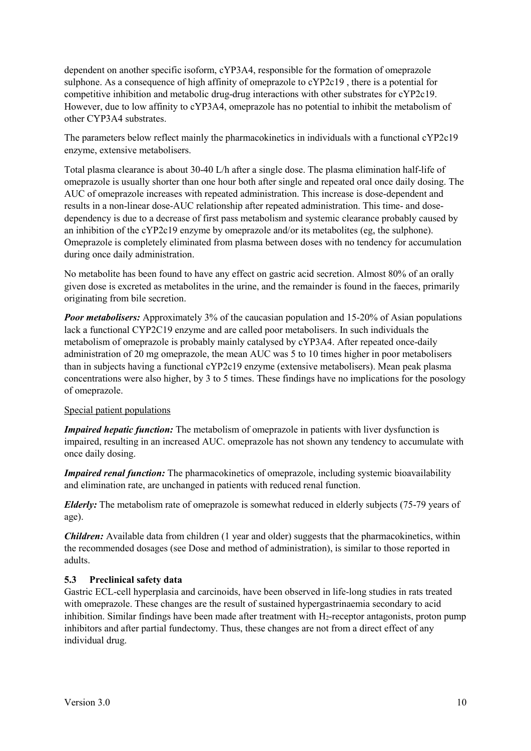dependent on another specific isoform, cYP3A4, responsible for the formation of omeprazole sulphone. As a consequence of high affinity of omeprazole to cYP2c19 , there is a potential for competitive inhibition and metabolic drug-drug interactions with other substrates for cYP2c19. However, due to low affinity to cYP3A4, omeprazole has no potential to inhibit the metabolism of other CYP3A4 substrates.

The parameters below reflect mainly the pharmacokinetics in individuals with a functional cYP2c19 enzyme, extensive metabolisers.

Total plasma clearance is about 30-40 L/h after a single dose. The plasma elimination half-life of omeprazole is usually shorter than one hour both after single and repeated oral once daily dosing. The AUC of omeprazole increases with repeated administration. This increase is dose-dependent and results in a non-linear dose-AUC relationship after repeated administration. This time- and dose-dependency is due to a decrease of first pass metabolism and systemic clearance probably caused by an inhibition of the cYP2c19 enzyme by omeprazole and/or its metabolites (eg, the sulphone). Omeprazole is completely eliminated from plasma between doses with no tendency for accumulation during once daily administration.

No metabolite has been found to have any effect on gastric acid secretion. Almost 80% of an orally given dose is excreted as metabolites in the urine, and the remainder is found in the faeces, primarily originating from bile secretion.

***Poor metabolisers:*** Approximately 3% of the caucasian population and 15-20% of Asian populations lack a functional CYP2C19 enzyme and are called poor metabolisers. In such individuals the metabolism of omeprazole is probably mainly catalysed by cYP3A4. After repeated once-daily administration of 20 mg omeprazole, the mean AUC was 5 to 10 times higher in poor metabolisers than in subjects having a functional cYP2c19 enzyme (extensive metabolisers). Mean peak plasma concentrations were also higher, by 3 to 5 times. These findings have no implications for the posology of omeprazole.

<u>Special patient populations</u>

***Impaired hepatic function:*** The metabolism of omeprazole in patients with liver dysfunction is impaired, resulting in an increased AUC. omeprazole has not shown any tendency to accumulate with once daily dosing.

***Impaired renal function:*** The pharmacokinetics of omeprazole, including systemic bioavailability and elimination rate, are unchanged in patients with reduced renal function.

***Elderly:*** The metabolism rate of omeprazole is somewhat reduced in elderly subjects (75-79 years of age).

***Children:*** Available data from children (1 year and older) suggests that the pharmacokinetics, within the recommended dosages (see Dose and method of administration), is similar to those reported in adults.

### 5.3 Preclinical safety data

Gastric ECL-cell hyperplasia and carcinoids, have been observed in life-long studies in rats treated with omeprazole. These changes are the result of sustained hypergastrinaemia secondary to acid inhibition. Similar findings have been made after treatment with $H_2$-receptor antagonists, proton pump inhibitors and after partial fundectomy. Thus, these changes are not from a direct effect of any individual drug.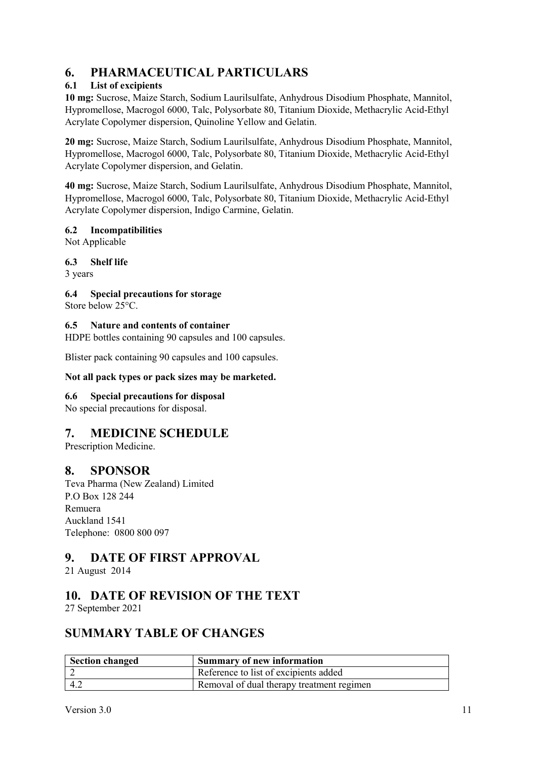# 6. PHARMACEUTICAL PARTICULARS

## 6.1 List of excipients

**10 mg:** Sucrose, Maize Starch, Sodium Laurilsulfate, Anhydrous Disodium Phosphate, Mannitol, Hypromellose, Macrogol 6000, Talc, Polysorbate 80, Titanium Dioxide, Methacrylic Acid-Ethyl Acrylate Copolymer dispersion, Quinoline Yellow and Gelatin.

**20 mg:** Sucrose, Maize Starch, Sodium Laurilsulfate, Anhydrous Disodium Phosphate, Mannitol, Hypromellose, Macrogol 6000, Talc, Polysorbate 80, Titanium Dioxide, Methacrylic Acid-Ethyl Acrylate Copolymer dispersion, and Gelatin.

**40 mg:** Sucrose, Maize Starch, Sodium Laurilsulfate, Anhydrous Disodium Phosphate, Mannitol, Hypromellose, Macrogol 6000, Talc, Polysorbate 80, Titanium Dioxide, Methacrylic Acid-Ethyl Acrylate Copolymer dispersion, Indigo Carmine, Gelatin.

## 6.2 Incompatibilities

Not Applicable

## 6.3 Shelf life

3 years

## 6.4 Special precautions for storage

Store below 25°C.

## 6.5 Nature and contents of container

HDPE bottles containing 90 capsules and 100 capsules.

Blister pack containing 90 capsules and 100 capsules.

**Not all pack types or pack sizes may be marketed.**

## 6.6 Special precautions for disposal

No special precautions for disposal.

# 7. MEDICINE SCHEDULE

Prescription Medicine.

# 8. SPONSOR

Teva Pharma (New Zealand) Limited
P.O Box 128 244
Remuera
Auckland 1541
Telephone: 0800 800 097

# 9. DATE OF FIRST APPROVAL

21 August 2014

# 10. DATE OF REVISION OF THE TEXT

27 September 2021

# SUMMARY TABLE OF CHANGES

| Section changed | Summary of new information |
|---|---|
| 2 | Reference to list of excipients added |
| 4.2 | Removal of dual therapy treatment regimen |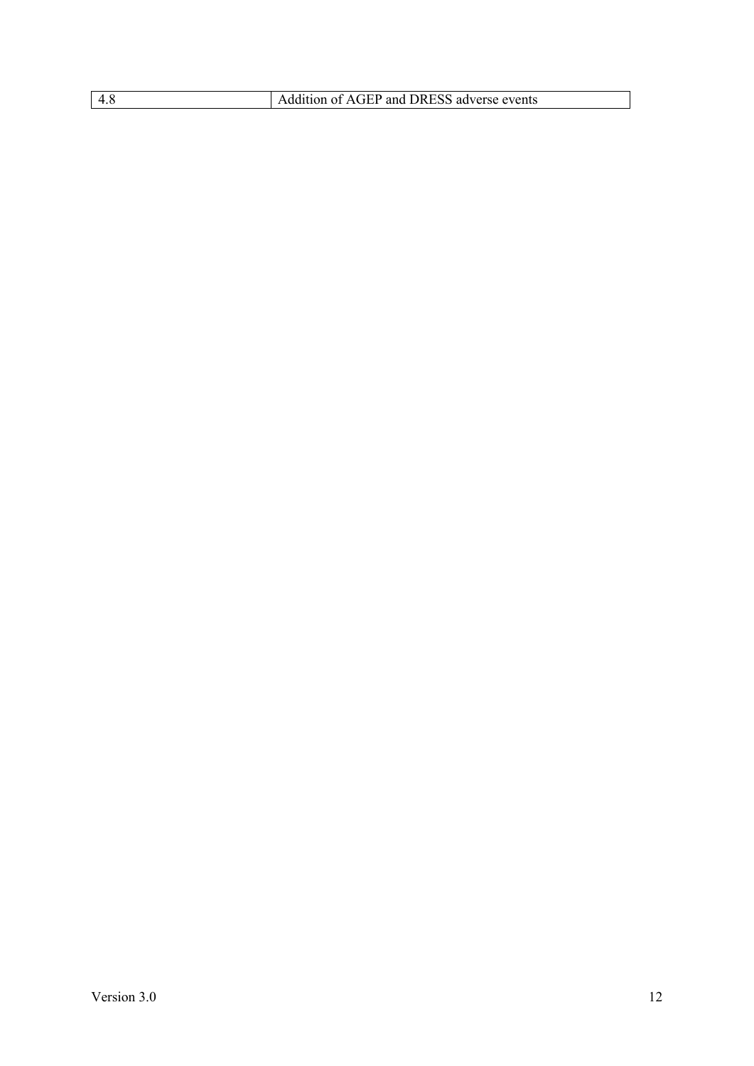| | |
|---|---|
| 4.8 | Addition of AGEP and DRESS adverse events |